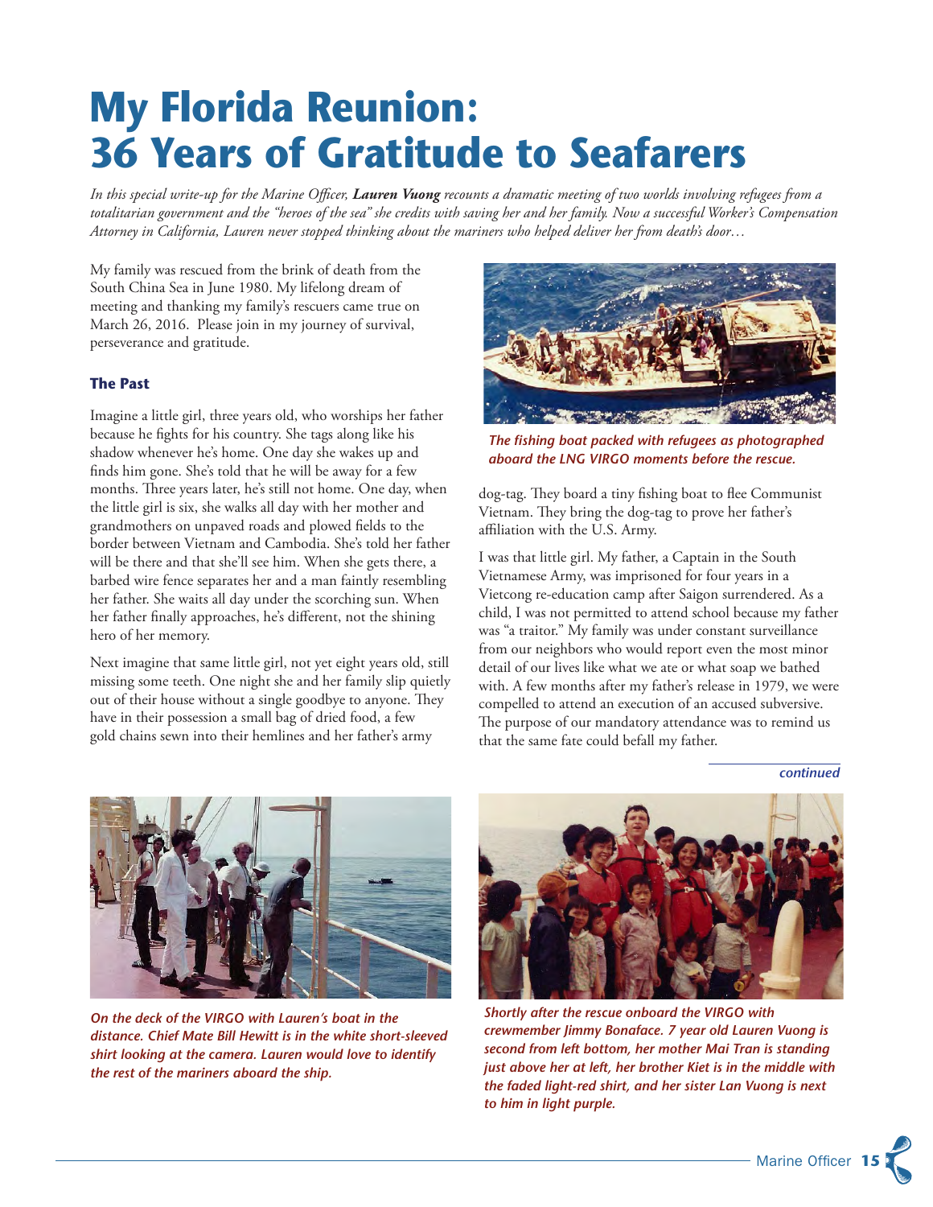# My Florida Reunion: 36 Years of Gratitude to Seafarers

*In this special write-up for the Marine Officer, **Lauren Vuong** recounts a dramatic meeting of two worlds involving refugees from a totalitarian government and the "heroes of the sea" she credits with saving her and her family. Now a successful Worker's Compensation Attorney in California, Lauren never stopped thinking about the mariners who helped deliver her from death's door…*

My family was rescued from the brink of death from the South China Sea in June 1980. My lifelong dream of meeting and thanking my family's rescuers came true on March 26, 2016. Please join in my journey of survival, perseverance and gratitude.

### The Past

Imagine a little girl, three years old, who worships her father because he fights for his country. She tags along like his shadow whenever he's home. One day she wakes up and finds him gone. She's told that he will be away for a few months. Three years later, he's still not home. One day, when the little girl is six, she walks all day with her mother and grandmothers on unpaved roads and plowed fields to the border between Vietnam and Cambodia. She's told her father will be there and that she'll see him. When she gets there, a barbed wire fence separates her and a man faintly resembling her father. She waits all day under the scorching sun. When her father finally approaches, he's different, not the shining hero of her memory.

Next imagine that same little girl, not yet eight years old, still missing some teeth. One night she and her family slip quietly out of their house without a single goodbye to anyone. They have in their possession a small bag of dried food, a few gold chains sewn into their hemlines and her father's army dog-tag. They board a tiny fishing boat to flee Communist Vietnam. They bring the dog-tag to prove her father's affiliation with the U.S. Army.

*The fishing boat packed with refugees as photographed aboard the LNG VIRGO moments before the rescue.*

I was that little girl. My father, a Captain in the South Vietnamese Army, was imprisoned for four years in a Vietcong re-education camp after Saigon surrendered. As a child, I was not permitted to attend school because my father was "a traitor." My family was under constant surveillance from our neighbors who would report even the most minor detail of our lives like what we ate or what soap we bathed with. A few months after my father's release in 1979, we were compelled to attend an execution of an accused subversive. The purpose of our mandatory attendance was to remind us that the same fate could befall my father.

*continued*

*On the deck of the VIRGO with Lauren's boat in the distance. Chief Mate Bill Hewitt is in the white short-sleeved shirt looking at the camera. Lauren would love to identify the rest of the mariners aboard the ship.*

*Shortly after the rescue onboard the VIRGO with crewmember Jimmy Bonaface. 7 year old Lauren Vuong is second from left bottom, her mother Mai Tran is standing just above her at left, her brother Kiet is in the middle with the faded light-red shirt, and her sister Lan Vuong is next to him in light purple.*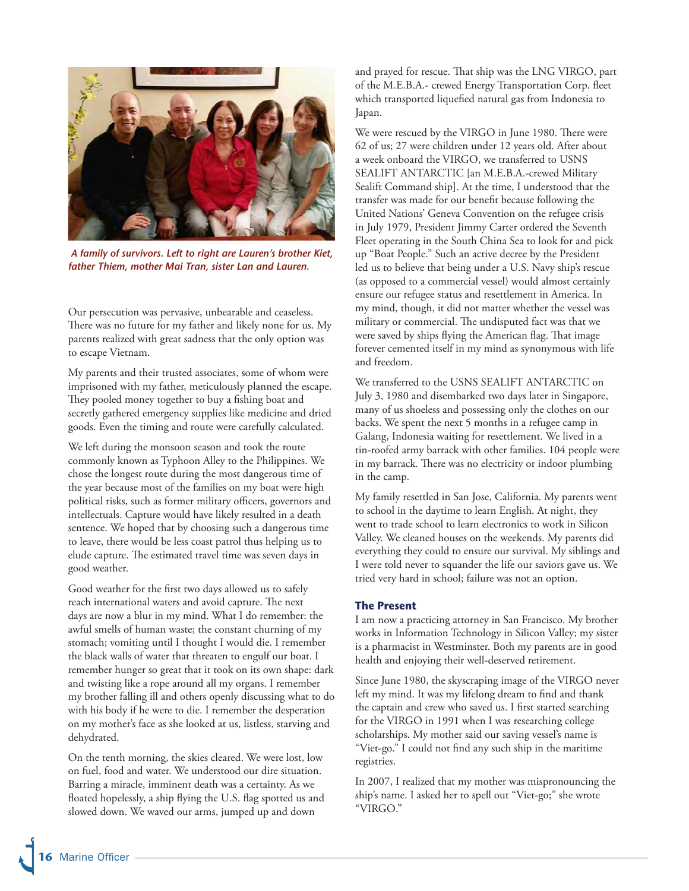*A family of survivors. Left to right are Lauren's brother Kiet, father Thiem, mother Mai Tran, sister Lan and Lauren.*

Our persecution was pervasive, unbearable and ceaseless. There was no future for my father and likely none for us. My parents realized with great sadness that the only option was to escape Vietnam.

My parents and their trusted associates, some of whom were imprisoned with my father, meticulously planned the escape. They pooled money together to buy a fishing boat and secretly gathered emergency supplies like medicine and dried goods. Even the timing and route were carefully calculated.

We left during the monsoon season and took the route commonly known as Typhoon Alley to the Philippines. We chose the longest route during the most dangerous time of the year because most of the families on my boat were high political risks, such as former military officers, governors and intellectuals. Capture would have likely resulted in a death sentence. We hoped that by choosing such a dangerous time to leave, there would be less coast patrol thus helping us to elude capture. The estimated travel time was seven days in good weather.

Good weather for the first two days allowed us to safely reach international waters and avoid capture. The next days are now a blur in my mind. What I do remember: the awful smells of human waste; the constant churning of my stomach; vomiting until I thought I would die. I remember the black walls of water that threaten to engulf our boat. I remember hunger so great that it took on its own shape: dark and twisting like a rope around all my organs. I remember my brother falling ill and others openly discussing what to do with his body if he were to die. I remember the desperation on my mother's face as she looked at us, listless, starving and dehydrated.

On the tenth morning, the skies cleared. We were lost, low on fuel, food and water. We understood our dire situation. Barring a miracle, imminent death was a certainty. As we floated hopelessly, a ship flying the U.S. flag spotted us and slowed down. We waved our arms, jumped up and down and prayed for rescue. That ship was the LNG VIRGO, part of the M.E.B.A.- crewed Energy Transportation Corp. fleet which transported liquefied natural gas from Indonesia to Japan.

We were rescued by the VIRGO in June 1980. There were 62 of us; 27 were children under 12 years old. After about a week onboard the VIRGO, we transferred to USNS SEALIFT ANTARCTIC [an M.E.B.A.-crewed Military Sealift Command ship]. At the time, I understood that the transfer was made for our benefit because following the United Nations' Geneva Convention on the refugee crisis in July 1979, President Jimmy Carter ordered the Seventh Fleet operating in the South China Sea to look for and pick up "Boat People." Such an active decree by the President led us to believe that being under a U.S. Navy ship's rescue (as opposed to a commercial vessel) would almost certainly ensure our refugee status and resettlement in America. In my mind, though, it did not matter whether the vessel was military or commercial. The undisputed fact was that we were saved by ships flying the American flag. That image forever cemented itself in my mind as synonymous with life and freedom.

We transferred to the USNS SEALIFT ANTARCTIC on July 3, 1980 and disembarked two days later in Singapore, many of us shoeless and possessing only the clothes on our backs. We spent the next 5 months in a refugee camp in Galang, Indonesia waiting for resettlement. We lived in a tin-roofed army barrack with other families. 104 people were in my barrack. There was no electricity or indoor plumbing in the camp.

My family resettled in San Jose, California. My parents went to school in the daytime to learn English. At night, they went to trade school to learn electronics to work in Silicon Valley. We cleaned houses on the weekends. My parents did everything they could to ensure our survival. My siblings and I were told never to squander the life our saviors gave us. We tried very hard in school; failure was not an option.

### The Present

I am now a practicing attorney in San Francisco. My brother works in Information Technology in Silicon Valley; my sister is a pharmacist in Westminster. Both my parents are in good health and enjoying their well-deserved retirement.

Since June 1980, the skyscraping image of the VIRGO never left my mind. It was my lifelong dream to find and thank the captain and crew who saved us. I first started searching for the VIRGO in 1991 when I was researching college scholarships. My mother said our saving vessel's name is "Viet-go." I could not find any such ship in the maritime registries.

In 2007, I realized that my mother was mispronouncing the ship's name. I asked her to spell out "Viet-go;" she wrote "VIRGO."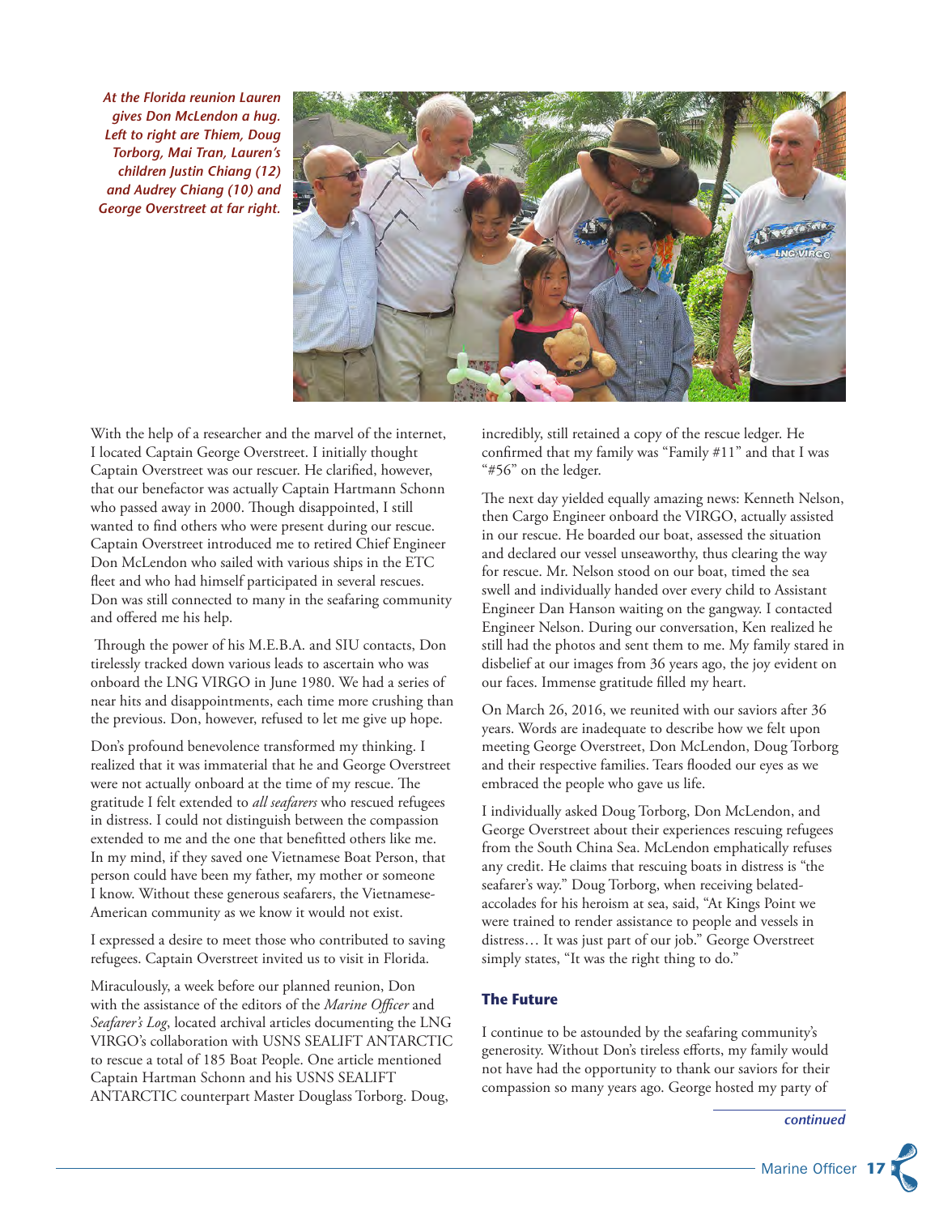*At the Florida reunion Lauren gives Don McLendon a hug. Left to right are Thiem, Doug Torborg, Mai Tran, Lauren's children Justin Chiang (12) and Audrey Chiang (10) and George Overstreet at far right.*

With the help of a researcher and the marvel of the internet, I located Captain George Overstreet. I initially thought Captain Overstreet was our rescuer. He clarified, however, that our benefactor was actually Captain Hartmann Schonn who passed away in 2000. Though disappointed, I still wanted to find others who were present during our rescue. Captain Overstreet introduced me to retired Chief Engineer Don McLendon who sailed with various ships in the ETC fleet and who had himself participated in several rescues. Don was still connected to many in the seafaring community and offered me his help.

Through the power of his M.E.B.A. and SIU contacts, Don tirelessly tracked down various leads to ascertain who was onboard the LNG VIRGO in June 1980. We had a series of near hits and disappointments, each time more crushing than the previous. Don, however, refused to let me give up hope.

Don's profound benevolence transformed my thinking. I realized that it was immaterial that he and George Overstreet were not actually onboard at the time of my rescue. The gratitude I felt extended to *all seafarers* who rescued refugees in distress. I could not distinguish between the compassion extended to me and the one that benefitted others like me. In my mind, if they saved one Vietnamese Boat Person, that person could have been my father, my mother or someone I know. Without these generous seafarers, the Vietnamese-American community as we know it would not exist.

I expressed a desire to meet those who contributed to saving refugees. Captain Overstreet invited us to visit in Florida.

Miraculously, a week before our planned reunion, Don with the assistance of the editors of the *Marine Officer* and *Seafarer's Log*, located archival articles documenting the LNG VIRGO's collaboration with USNS SEALIFT ANTARCTIC to rescue a total of 185 Boat People. One article mentioned Captain Hartman Schonn and his USNS SEALIFT ANTARCTIC counterpart Master Douglass Torborg. Doug, incredibly, still retained a copy of the rescue ledger. He confirmed that my family was "Family #11" and that I was "#56" on the ledger.

The next day yielded equally amazing news: Kenneth Nelson, then Cargo Engineer onboard the VIRGO, actually assisted in our rescue. He boarded our boat, assessed the situation and declared our vessel unseaworthy, thus clearing the way for rescue. Mr. Nelson stood on our boat, timed the sea swell and individually handed over every child to Assistant Engineer Dan Hanson waiting on the gangway. I contacted Engineer Nelson. During our conversation, Ken realized he still had the photos and sent them to me. My family stared in disbelief at our images from 36 years ago, the joy evident on our faces. Immense gratitude filled my heart.

On March 26, 2016, we reunited with our saviors after 36 years. Words are inadequate to describe how we felt upon meeting George Overstreet, Don McLendon, Doug Torborg and their respective families. Tears flooded our eyes as we embraced the people who gave us life.

I individually asked Doug Torborg, Don McLendon, and George Overstreet about their experiences rescuing refugees from the South China Sea. McLendon emphatically refuses any credit. He claims that rescuing boats in distress is "the seafarer's way." Doug Torborg, when receiving belated-accolades for his heroism at sea, said, "At Kings Point we were trained to render assistance to people and vessels in distress… It was just part of our job." George Overstreet simply states, "It was the right thing to do."

## The Future

I continue to be astounded by the seafaring community's generosity. Without Don's tireless efforts, my family would not have had the opportunity to thank our saviors for their compassion so many years ago. George hosted my party of

*continued*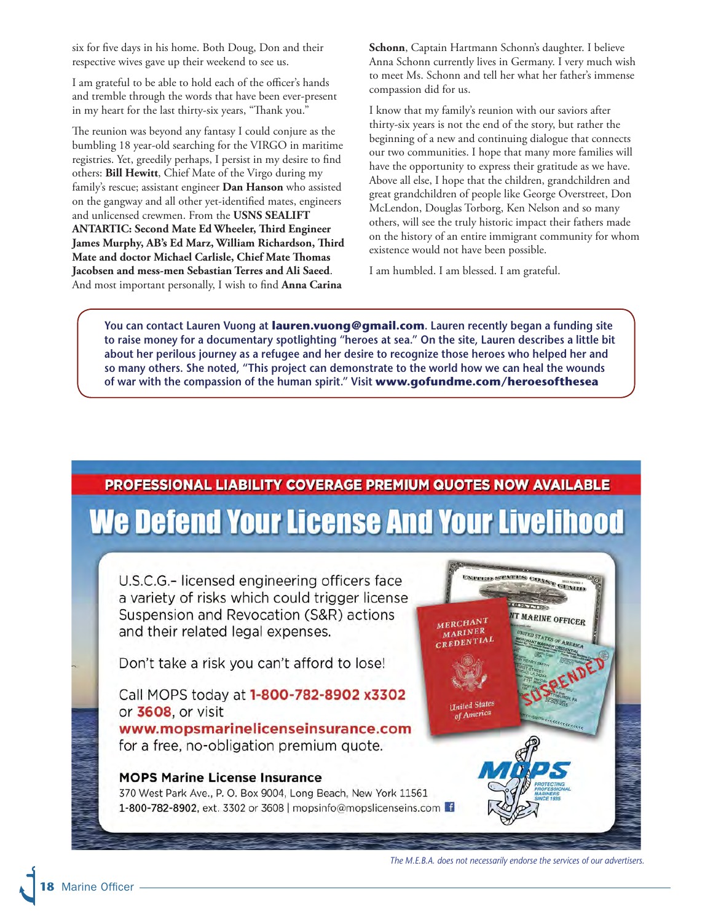six for five days in his home. Both Doug, Don and their respective wives gave up their weekend to see us.

I am grateful to be able to hold each of the officer's hands and tremble through the words that have been ever-present in my heart for the last thirty-six years, "Thank you."

The reunion was beyond any fantasy I could conjure as the bumbling 18 year-old searching for the VIRGO in maritime registries. Yet, greedily perhaps, I persist in my desire to find others: **Bill Hewitt**, Chief Mate of the Virgo during my family's rescue; assistant engineer **Dan Hanson** who assisted on the gangway and all other yet-identified mates, engineers and unlicensed crewmen. From the **USNS SEALIFT ANTARTIC: Second Mate Ed Wheeler, Third Engineer James Murphy, AB's Ed Marz, William Richardson, Third Mate and doctor Michael Carlisle, Chief Mate Thomas Jacobsen and mess-men Sebastian Terres and Ali Saeed**. And most important personally, I wish to find **Anna Carina Schonn**, Captain Hartmann Schonn's daughter. I believe Anna Schonn currently lives in Germany. I very much wish to meet Ms. Schonn and tell her what her father's immense compassion did for us.

I know that my family's reunion with our saviors after thirty-six years is not the end of the story, but rather the beginning of a new and continuing dialogue that connects our two communities. I hope that many more families will have the opportunity to express their gratitude as we have. Above all else, I hope that the children, grandchildren and great grandchildren of people like George Overstreet, Don McLendon, Douglas Torborg, Ken Nelson and so many others, will see the truly historic impact their fathers made on the history of an entire immigrant community for whom existence would not have been possible.

I am humbled. I am blessed. I am grateful.

**You can contact Lauren Vuong at lauren.vuong@gmail.com. Lauren recently began a funding site to raise money for a documentary spotlighting "heroes at sea." On the site, Lauren describes a little bit about her perilous journey as a refugee and her desire to recognize those heroes who helped her and so many others. She noted, "This project can demonstrate to the world how we can heal the wounds of war with the compassion of the human spirit." Visit www.gofundme.com/heroesofthesea**

**PROFESSIONAL LIABILITY COVERAGE PREMIUM QUOTES NOW AVAILABLE**

# We Defend Your License And Your Livelihood

U.S.C.G.- licensed engineering officers face a variety of risks which could trigger license Suspension and Revocation (S&R) actions and their related legal expenses.

Don't take a risk you can't afford to lose!

Call MOPS today at **1-800-782-8902 x3302** or **3608**, or visit **www.mopsmarinelicenseinsurance.com** for a free, no-obligation premium quote.

**MOPS Marine License Insurance**
370 West Park Ave., P. O. Box 9004, Long Beach, New York 11561
**1-800-782-8902**, ext. 3302 or 3608 | mopsinfo@mopslicenseins.com

*The M.E.B.A. does not necessarily endorse the services of our advertisers.*